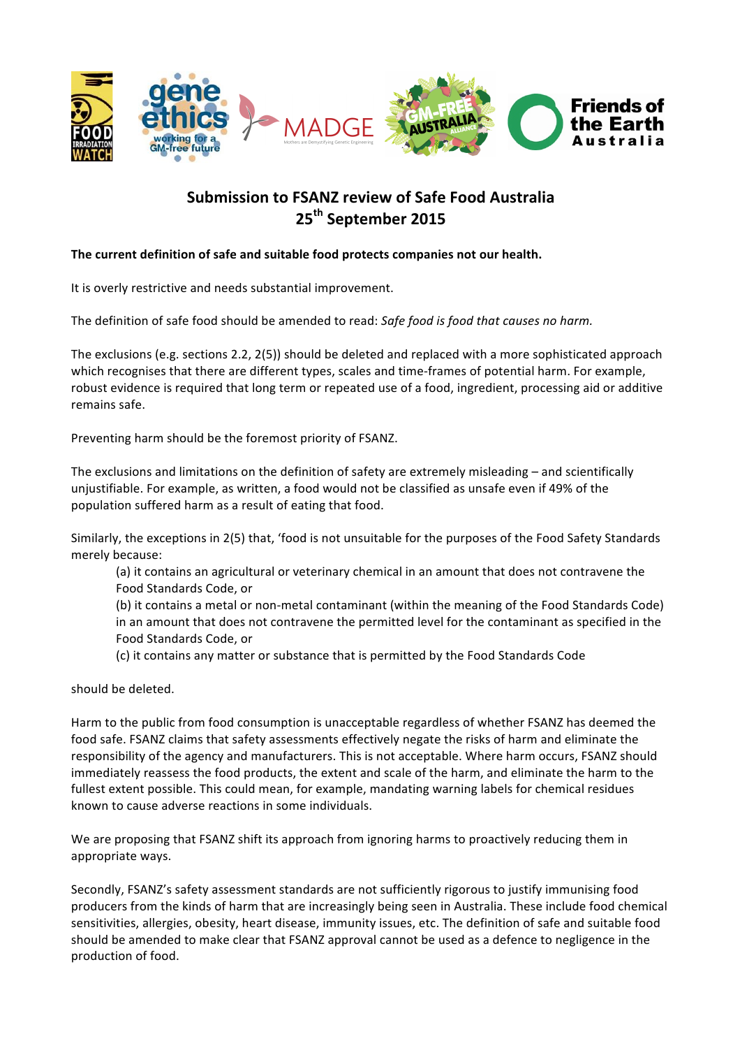# Submission to FSANZ review of Safe Food Australia
## 25th September 2015

**The current definition of safe and suitable food protects companies not our health.**

It is overly restrictive and needs substantial improvement.

The definition of safe food should be amended to read: *Safe food is food that causes no harm.*

The exclusions (e.g. sections 2.2, 2(5)) should be deleted and replaced with a more sophisticated approach which recognises that there are different types, scales and time-frames of potential harm. For example, robust evidence is required that long term or repeated use of a food, ingredient, processing aid or additive remains safe.

Preventing harm should be the foremost priority of FSANZ.

The exclusions and limitations on the definition of safety are extremely misleading – and scientifically unjustifiable. For example, as written, a food would not be classified as unsafe even if 49% of the population suffered harm as a result of eating that food.

Similarly, the exceptions in 2(5) that, 'food is not unsuitable for the purposes of the Food Safety Standards merely because:

> (a) it contains an agricultural or veterinary chemical in an amount that does not contravene the Food Standards Code, or
>
> (b) it contains a metal or non-metal contaminant (within the meaning of the Food Standards Code) in an amount that does not contravene the permitted level for the contaminant as specified in the Food Standards Code, or
>
> (c) it contains any matter or substance that is permitted by the Food Standards Code

should be deleted.

Harm to the public from food consumption is unacceptable regardless of whether FSANZ has deemed the food safe. FSANZ claims that safety assessments effectively negate the risks of harm and eliminate the responsibility of the agency and manufacturers. This is not acceptable. Where harm occurs, FSANZ should immediately reassess the food products, the extent and scale of the harm, and eliminate the harm to the fullest extent possible. This could mean, for example, mandating warning labels for chemical residues known to cause adverse reactions in some individuals.

We are proposing that FSANZ shift its approach from ignoring harms to proactively reducing them in appropriate ways.

Secondly, FSANZ's safety assessment standards are not sufficiently rigorous to justify immunising food producers from the kinds of harm that are increasingly being seen in Australia. These include food chemical sensitivities, allergies, obesity, heart disease, immunity issues, etc. The definition of safe and suitable food should be amended to make clear that FSANZ approval cannot be used as a defence to negligence in the production of food.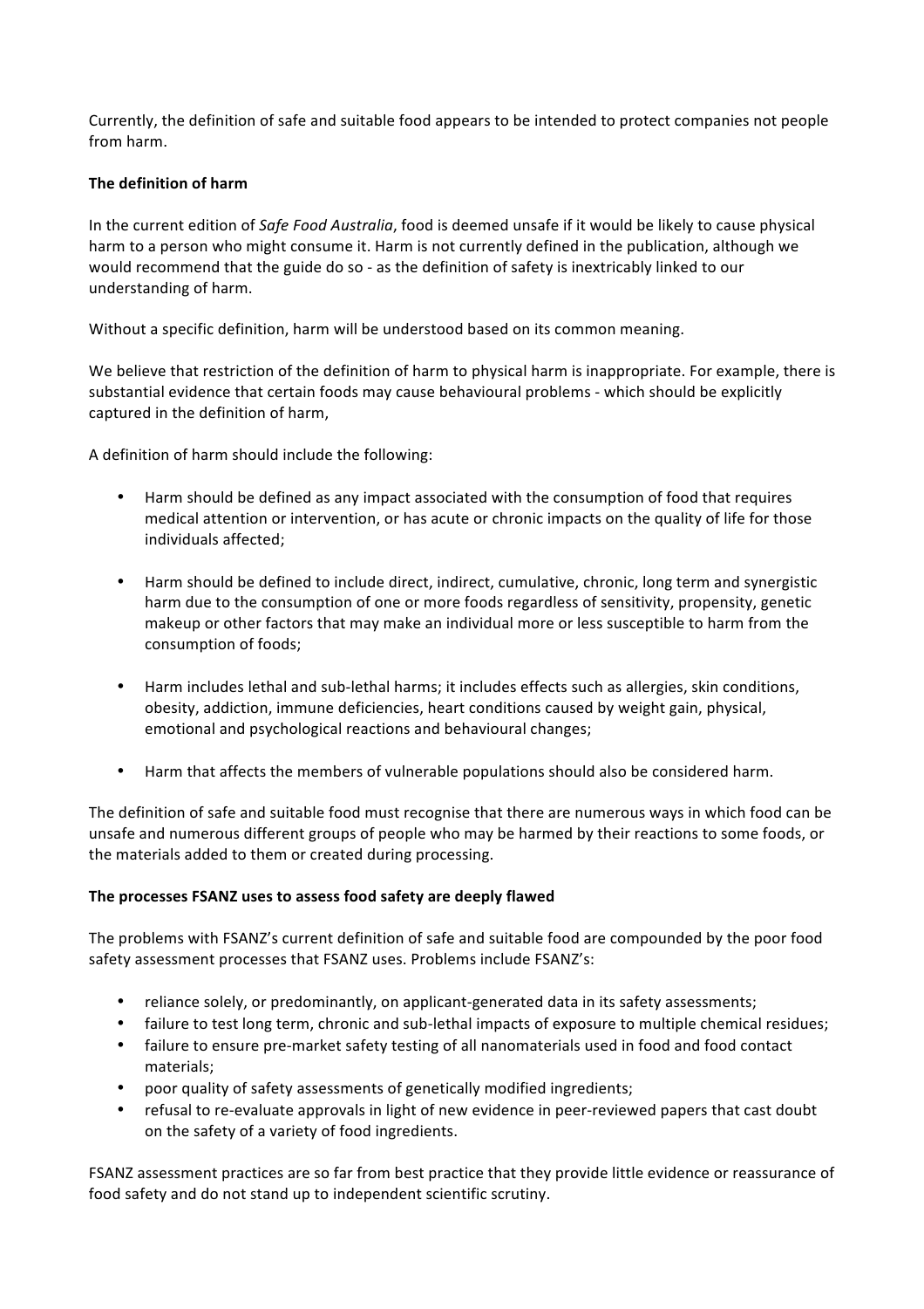Currently, the definition of safe and suitable food appears to be intended to protect companies not people from harm.

**The definition of harm**

In the current edition of *Safe Food Australia*, food is deemed unsafe if it would be likely to cause physical harm to a person who might consume it. Harm is not currently defined in the publication, although we would recommend that the guide do so - as the definition of safety is inextricably linked to our understanding of harm.

Without a specific definition, harm will be understood based on its common meaning.

We believe that restriction of the definition of harm to physical harm is inappropriate. For example, there is substantial evidence that certain foods may cause behavioural problems - which should be explicitly captured in the definition of harm,

A definition of harm should include the following:

- Harm should be defined as any impact associated with the consumption of food that requires medical attention or intervention, or has acute or chronic impacts on the quality of life for those individuals affected;

- Harm should be defined to include direct, indirect, cumulative, chronic, long term and synergistic harm due to the consumption of one or more foods regardless of sensitivity, propensity, genetic makeup or other factors that may make an individual more or less susceptible to harm from the consumption of foods;

- Harm includes lethal and sub-lethal harms; it includes effects such as allergies, skin conditions, obesity, addiction, immune deficiencies, heart conditions caused by weight gain, physical, emotional and psychological reactions and behavioural changes;

- Harm that affects the members of vulnerable populations should also be considered harm.

The definition of safe and suitable food must recognise that there are numerous ways in which food can be unsafe and numerous different groups of people who may be harmed by their reactions to some foods, or the materials added to them or created during processing.

**The processes FSANZ uses to assess food safety are deeply flawed**

The problems with FSANZ's current definition of safe and suitable food are compounded by the poor food safety assessment processes that FSANZ uses. Problems include FSANZ's:

- reliance solely, or predominantly, on applicant-generated data in its safety assessments;
- failure to test long term, chronic and sub-lethal impacts of exposure to multiple chemical residues;
- failure to ensure pre-market safety testing of all nanomaterials used in food and food contact materials;
- poor quality of safety assessments of genetically modified ingredients;
- refusal to re-evaluate approvals in light of new evidence in peer-reviewed papers that cast doubt on the safety of a variety of food ingredients.

FSANZ assessment practices are so far from best practice that they provide little evidence or reassurance of food safety and do not stand up to independent scientific scrutiny.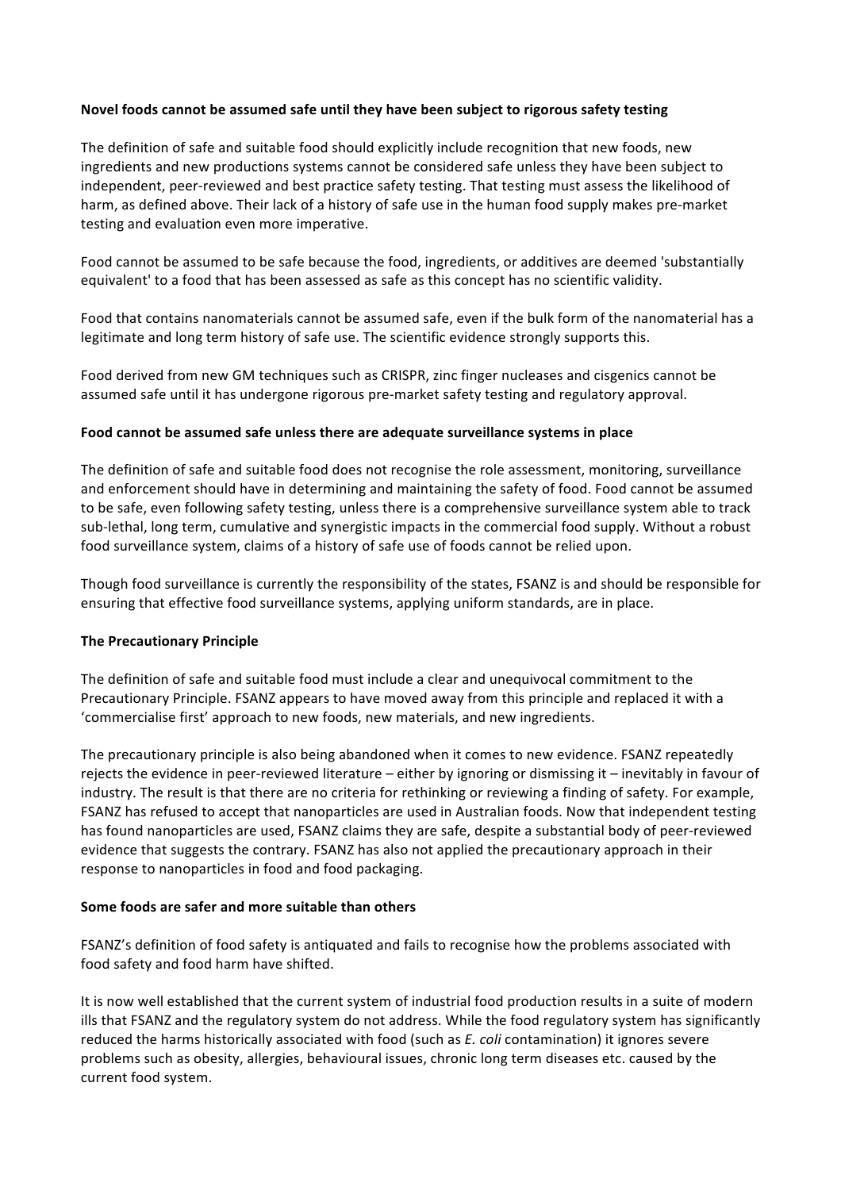**Novel foods cannot be assumed safe until they have been subject to rigorous safety testing**

The definition of safe and suitable food should explicitly include recognition that new foods, new ingredients and new productions systems cannot be considered safe unless they have been subject to independent, peer-reviewed and best practice safety testing. That testing must assess the likelihood of harm, as defined above. Their lack of a history of safe use in the human food supply makes pre-market testing and evaluation even more imperative.

Food cannot be assumed to be safe because the food, ingredients, or additives are deemed 'substantially equivalent' to a food that has been assessed as safe as this concept has no scientific validity.

Food that contains nanomaterials cannot be assumed safe, even if the bulk form of the nanomaterial has a legitimate and long term history of safe use. The scientific evidence strongly supports this.

Food derived from new GM techniques such as CRISPR, zinc finger nucleases and cisgenics cannot be assumed safe until it has undergone rigorous pre-market safety testing and regulatory approval.

**Food cannot be assumed safe unless there are adequate surveillance systems in place**

The definition of safe and suitable food does not recognise the role assessment, monitoring, surveillance and enforcement should have in determining and maintaining the safety of food. Food cannot be assumed to be safe, even following safety testing, unless there is a comprehensive surveillance system able to track sub-lethal, long term, cumulative and synergistic impacts in the commercial food supply. Without a robust food surveillance system, claims of a history of safe use of foods cannot be relied upon.

Though food surveillance is currently the responsibility of the states, FSANZ is and should be responsible for ensuring that effective food surveillance systems, applying uniform standards, are in place.

**The Precautionary Principle**

The definition of safe and suitable food must include a clear and unequivocal commitment to the Precautionary Principle. FSANZ appears to have moved away from this principle and replaced it with a 'commercialise first' approach to new foods, new materials, and new ingredients.

The precautionary principle is also being abandoned when it comes to new evidence. FSANZ repeatedly rejects the evidence in peer-reviewed literature – either by ignoring or dismissing it – inevitably in favour of industry. The result is that there are no criteria for rethinking or reviewing a finding of safety. For example, FSANZ has refused to accept that nanoparticles are used in Australian foods. Now that independent testing has found nanoparticles are used, FSANZ claims they are safe, despite a substantial body of peer-reviewed evidence that suggests the contrary. FSANZ has also not applied the precautionary approach in their response to nanoparticles in food and food packaging.

**Some foods are safer and more suitable than others**

FSANZ's definition of food safety is antiquated and fails to recognise how the problems associated with food safety and food harm have shifted.

It is now well established that the current system of industrial food production results in a suite of modern ills that FSANZ and the regulatory system do not address. While the food regulatory system has significantly reduced the harms historically associated with food (such as *E. coli* contamination) it ignores severe problems such as obesity, allergies, behavioural issues, chronic long term diseases etc. caused by the current food system.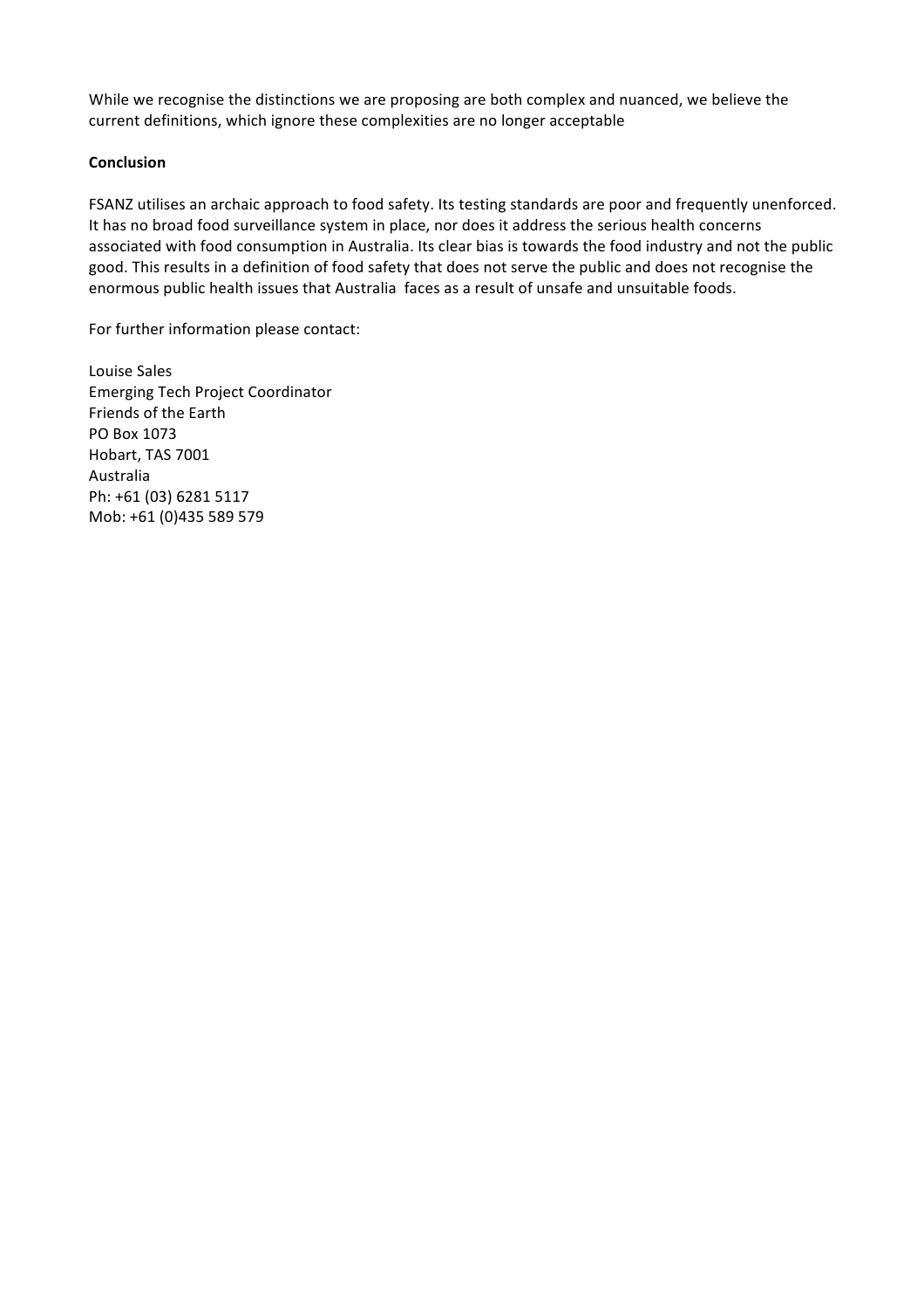While we recognise the distinctions we are proposing are both complex and nuanced, we believe the current definitions, which ignore these complexities are no longer acceptable

**Conclusion**

FSANZ utilises an archaic approach to food safety. Its testing standards are poor and frequently unenforced. It has no broad food surveillance system in place, nor does it address the serious health concerns associated with food consumption in Australia. Its clear bias is towards the food industry and not the public good. This results in a definition of food safety that does not serve the public and does not recognise the enormous public health issues that Australia faces as a result of unsafe and unsuitable foods.

For further information please contact:

Louise Sales  
Emerging Tech Project Coordinator  
Friends of the Earth  
PO Box 1073  
Hobart, TAS 7001  
Australia  
Ph: +61 (03) 6281 5117  
Mob: +61 (0)435 589 579